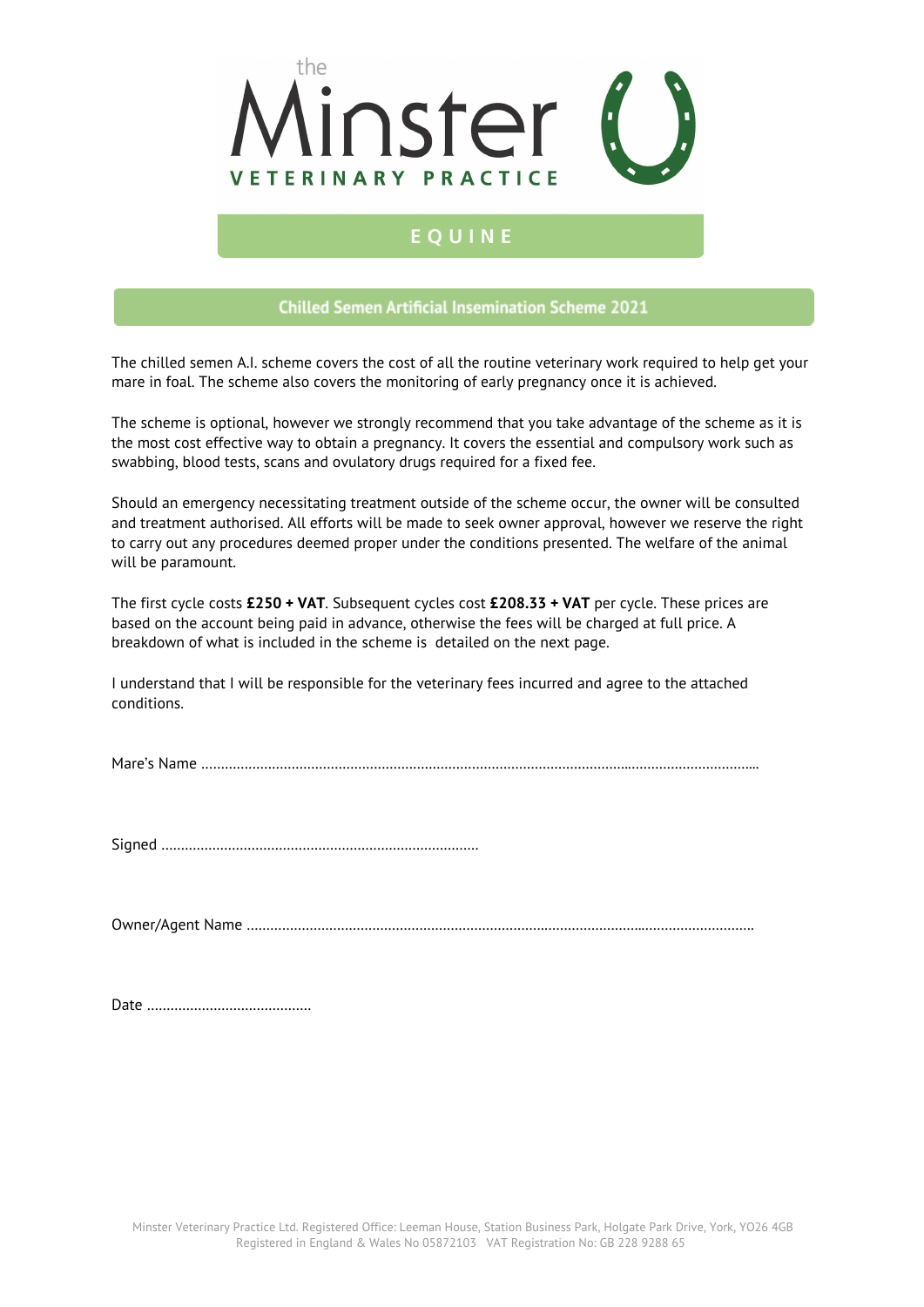the Minster
VETERINARY PRACTICE

EQUINE

## Chilled Semen Artificial Insemination Scheme 2021

The chilled semen A.I. scheme covers the cost of all the routine veterinary work required to help get your mare in foal. The scheme also covers the monitoring of early pregnancy once it is achieved.

The scheme is optional, however we strongly recommend that you take advantage of the scheme as it is the most cost effective way to obtain a pregnancy. It covers the essential and compulsory work such as swabbing, blood tests, scans and ovulatory drugs required for a fixed fee.

Should an emergency necessitating treatment outside of the scheme occur, the owner will be consulted and treatment authorised. All efforts will be made to seek owner approval, however we reserve the right to carry out any procedures deemed proper under the conditions presented. The welfare of the animal will be paramount.

The first cycle costs **£250 + VAT**. Subsequent cycles cost **£208.33 + VAT** per cycle. These prices are based on the account being paid in advance, otherwise the fees will be charged at full price. A breakdown of what is included in the scheme is detailed on the next page.

I understand that I will be responsible for the veterinary fees incurred and agree to the attached conditions.

Mare's Name ……………………………………………………………………………………………………………

Signed ………………………………………………………………………

Owner/Agent Name ……………………………………………………………………………………………………

Date ……………………………………

Minster Veterinary Practice Ltd. Registered Office: Leeman House, Station Business Park, Holgate Park Drive, York, YO26 4GB
Registered in England & Wales No 05872103 VAT Registration No: GB 228 9288 65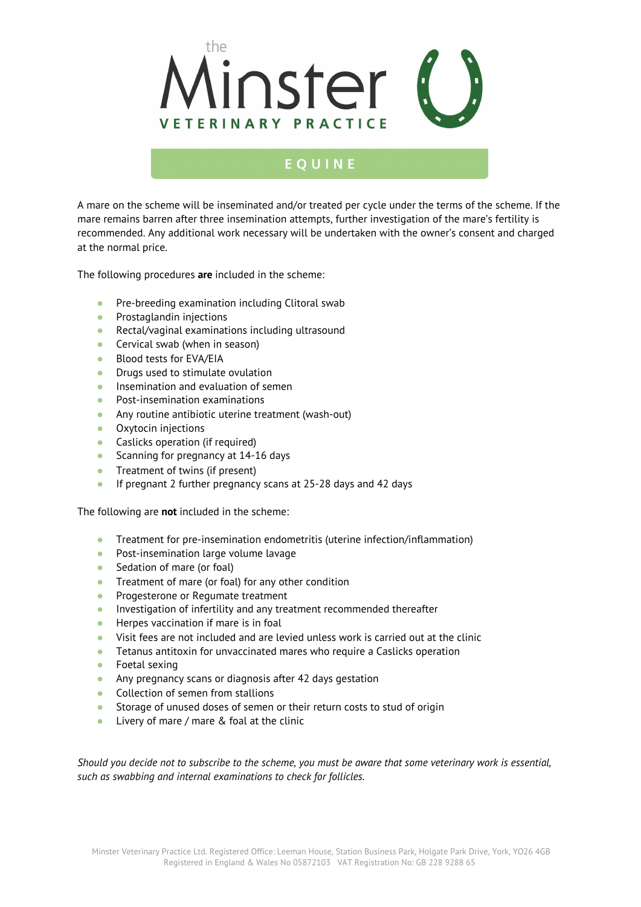A mare on the scheme will be inseminated and/or treated per cycle under the terms of the scheme. If the mare remains barren after three insemination attempts, further investigation of the mare's fertility is recommended. Any additional work necessary will be undertaken with the owner's consent and charged at the normal price.

The following procedures **are** included in the scheme:

- Pre-breeding examination including Clitoral swab
- Prostaglandin injections
- Rectal/vaginal examinations including ultrasound
- Cervical swab (when in season)
- Blood tests for EVA/EIA
- Drugs used to stimulate ovulation
- Insemination and evaluation of semen
- Post-insemination examinations
- Any routine antibiotic uterine treatment (wash-out)
- Oxytocin injections
- Caslicks operation (if required)
- Scanning for pregnancy at 14-16 days
- Treatment of twins (if present)
- If pregnant 2 further pregnancy scans at 25-28 days and 42 days

The following are **not** included in the scheme:

- Treatment for pre-insemination endometritis (uterine infection/inflammation)
- Post-insemination large volume lavage
- Sedation of mare (or foal)
- Treatment of mare (or foal) for any other condition
- Progesterone or Regumate treatment
- Investigation of infertility and any treatment recommended thereafter
- Herpes vaccination if mare is in foal
- Visit fees are not included and are levied unless work is carried out at the clinic
- Tetanus antitoxin for unvaccinated mares who require a Caslicks operation
- Foetal sexing
- Any pregnancy scans or diagnosis after 42 days gestation
- Collection of semen from stallions
- Storage of unused doses of semen or their return costs to stud of origin
- Livery of mare / mare & foal at the clinic

*Should you decide not to subscribe to the scheme, you must be aware that some veterinary work is essential, such as swabbing and internal examinations to check for follicles.*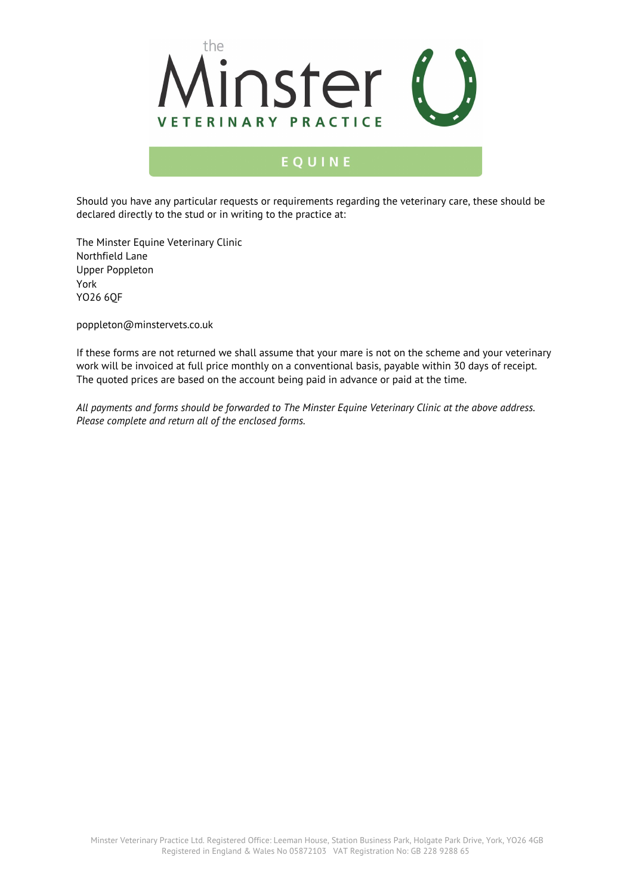Should you have any particular requests or requirements regarding the veterinary care, these should be declared directly to the stud or in writing to the practice at:

The Minster Equine Veterinary Clinic
Northfield Lane
Upper Poppleton
York
YO26 6QF

poppleton@minstervets.co.uk

If these forms are not returned we shall assume that your mare is not on the scheme and your veterinary work will be invoiced at full price monthly on a conventional basis, payable within 30 days of receipt. The quoted prices are based on the account being paid in advance or paid at the time.

*All payments and forms should be forwarded to The Minster Equine Veterinary Clinic at the above address. Please complete and return all of the enclosed forms.*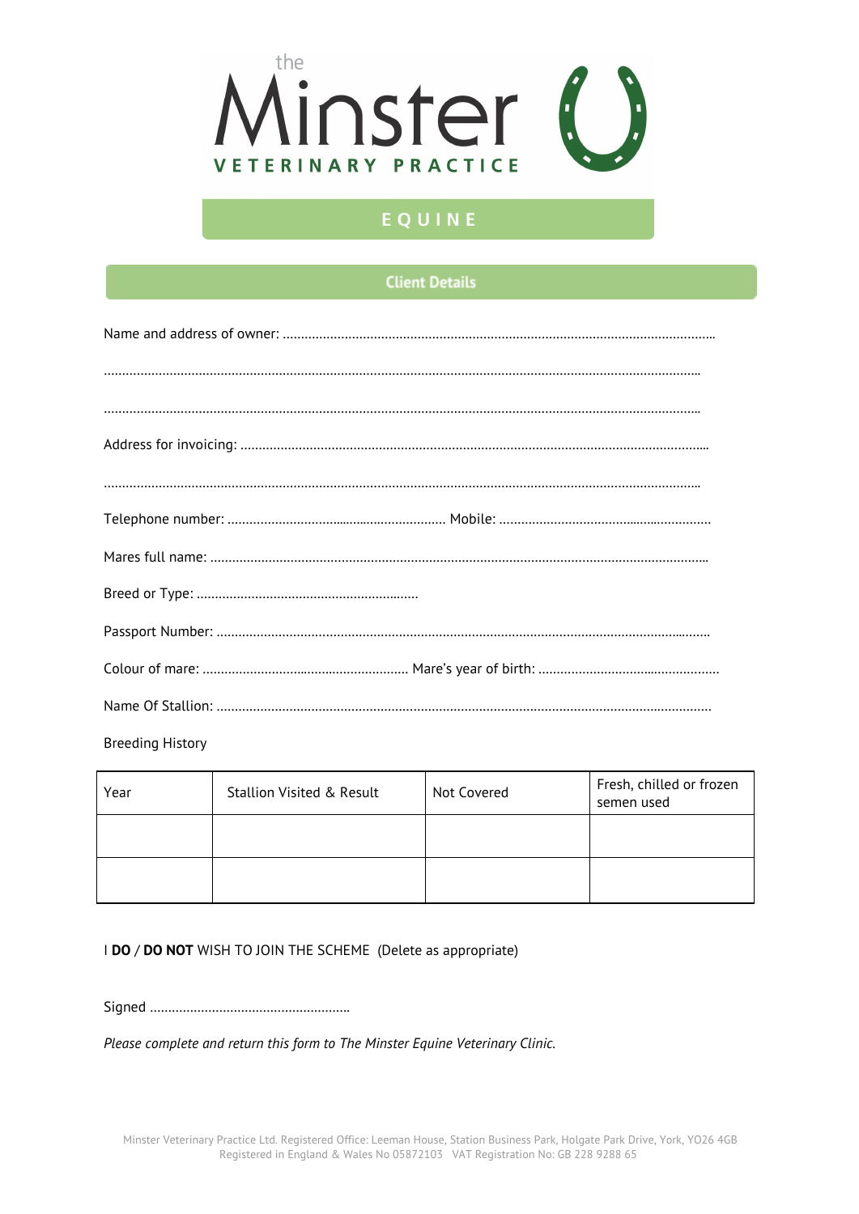the

# Minster

VETERINARY PRACTICE

## EQUINE

### Client Details

Name and address of owner: ......................................................................................................................

.................................................................................................................................................................

.................................................................................................................................................................

Address for invoicing: ..............................................................................................................................

.................................................................................................................................................................

Telephone number: ............................................................... Mobile: ...............................................................

Mares full name: ........................................................................................................................................

Breed or Type: .............................................................

Passport Number: .......................................................................................................................................

Colour of mare: .......................................................... Mare's year of birth: .................................................

Name Of Stallion: .......................................................................................................................................

Breeding History

| Year | Stallion Visited & Result | Not Covered | Fresh, chilled or frozen semen used |
|---|---|---|---|
| | | | |
| | | | |

I **DO** / **DO NOT** WISH TO JOIN THE SCHEME (Delete as appropriate)

Signed .......................................................

*Please complete and return this form to The Minster Equine Veterinary Clinic.*

Minster Veterinary Practice Ltd. Registered Office: Leeman House, Station Business Park, Holgate Park Drive, York, YO26 4GB
Registered in England & Wales No 05872103 VAT Registration No: GB 228 9288 65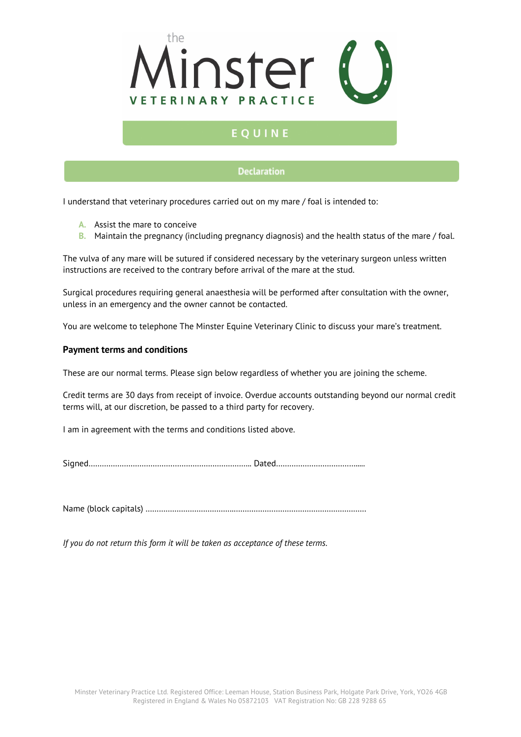the Minster

VETERINARY PRACTICE

EQUINE

## Declaration

I understand that veterinary procedures carried out on my mare / foal is intended to:

A. Assist the mare to conceive
B. Maintain the pregnancy (including pregnancy diagnosis) and the health status of the mare / foal.

The vulva of any mare will be sutured if considered necessary by the veterinary surgeon unless written instructions are received to the contrary before arrival of the mare at the stud.

Surgical procedures requiring general anaesthesia will be performed after consultation with the owner, unless in an emergency and the owner cannot be contacted.

You are welcome to telephone The Minster Equine Veterinary Clinic to discuss your mare's treatment.

**Payment terms and conditions**

These are our normal terms. Please sign below regardless of whether you are joining the scheme.

Credit terms are 30 days from receipt of invoice. Overdue accounts outstanding beyond our normal credit terms will, at our discretion, be passed to a third party for recovery.

I am in agreement with the terms and conditions listed above.

Signed………………………………………………………………… Dated…………………………………...

Name (block capitals) …………………………………………………………………………………………

*If you do not return this form it will be taken as acceptance of these terms.*

Minster Veterinary Practice Ltd. Registered Office: Leeman House, Station Business Park, Holgate Park Drive, York, YO26 4GB
Registered in England & Wales No 05872103 VAT Registration No: GB 228 9288 65